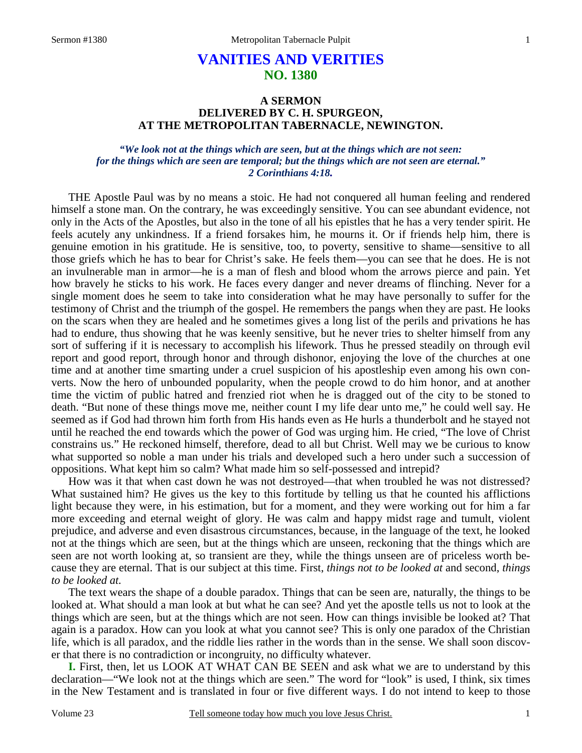# VANITIES AND VERITIES
## NO. 1380

### A SERMON
### DELIVERED BY C. H. SPURGEON,
### AT THE METROPOLITAN TABERNACLE, NEWINGTON.

***"We look not at the things which are seen, but at the things which are not seen: for the things which are seen are temporal; but the things which are not seen are eternal." 2 Corinthians 4:18.***

THE Apostle Paul was by no means a stoic. He had not conquered all human feeling and rendered himself a stone man. On the contrary, he was exceedingly sensitive. You can see abundant evidence, not only in the Acts of the Apostles, but also in the tone of all his epistles that he has a very tender spirit. He feels acutely any unkindness. If a friend forsakes him, he mourns it. Or if friends help him, there is genuine emotion in his gratitude. He is sensitive, too, to poverty, sensitive to shame—sensitive to all those griefs which he has to bear for Christ's sake. He feels them—you can see that he does. He is not an invulnerable man in armor—he is a man of flesh and blood whom the arrows pierce and pain. Yet how bravely he sticks to his work. He faces every danger and never dreams of flinching. Never for a single moment does he seem to take into consideration what he may have personally to suffer for the testimony of Christ and the triumph of the gospel. He remembers the pangs when they are past. He looks on the scars when they are healed and he sometimes gives a long list of the perils and privations he has had to endure, thus showing that he was keenly sensitive, but he never tries to shelter himself from any sort of suffering if it is necessary to accomplish his lifework. Thus he pressed steadily on through evil report and good report, through honor and through dishonor, enjoying the love of the churches at one time and at another time smarting under a cruel suspicion of his apostleship even among his own converts. Now the hero of unbounded popularity, when the people crowd to do him honor, and at another time the victim of public hatred and frenzied riot when he is dragged out of the city to be stoned to death. "But none of these things move me, neither count I my life dear unto me," he could well say. He seemed as if God had thrown him forth from His hands even as He hurls a thunderbolt and he stayed not until he reached the end towards which the power of God was urging him. He cried, "The love of Christ constrains us." He reckoned himself, therefore, dead to all but Christ. Well may we be curious to know what supported so noble a man under his trials and developed such a hero under such a succession of oppositions. What kept him so calm? What made him so self-possessed and intrepid?

How was it that when cast down he was not destroyed—that when troubled he was not distressed? What sustained him? He gives us the key to this fortitude by telling us that he counted his afflictions light because they were, in his estimation, but for a moment, and they were working out for him a far more exceeding and eternal weight of glory. He was calm and happy midst rage and tumult, violent prejudice, and adverse and even disastrous circumstances, because, in the language of the text, he looked not at the things which are seen, but at the things which are unseen, reckoning that the things which are seen are not worth looking at, so transient are they, while the things unseen are of priceless worth because they are eternal. That is our subject at this time. First, *things not to be looked at* and second, *things to be looked at.*

The text wears the shape of a double paradox. Things that can be seen are, naturally, the things to be looked at. What should a man look at but what he can see? And yet the apostle tells us not to look at the things which are seen, but at the things which are not seen. How can things invisible be looked at? That again is a paradox. How can you look at what you cannot see? This is only one paradox of the Christian life, which is all paradox, and the riddle lies rather in the words than in the sense. We shall soon discover that there is no contradiction or incongruity, no difficulty whatever.

**I.** First, then, let us LOOK AT WHAT CAN BE SEEN and ask what we are to understand by this declaration—"We look not at the things which are seen." The word for "look" is used, I think, six times in the New Testament and is translated in four or five different ways. I do not intend to keep to those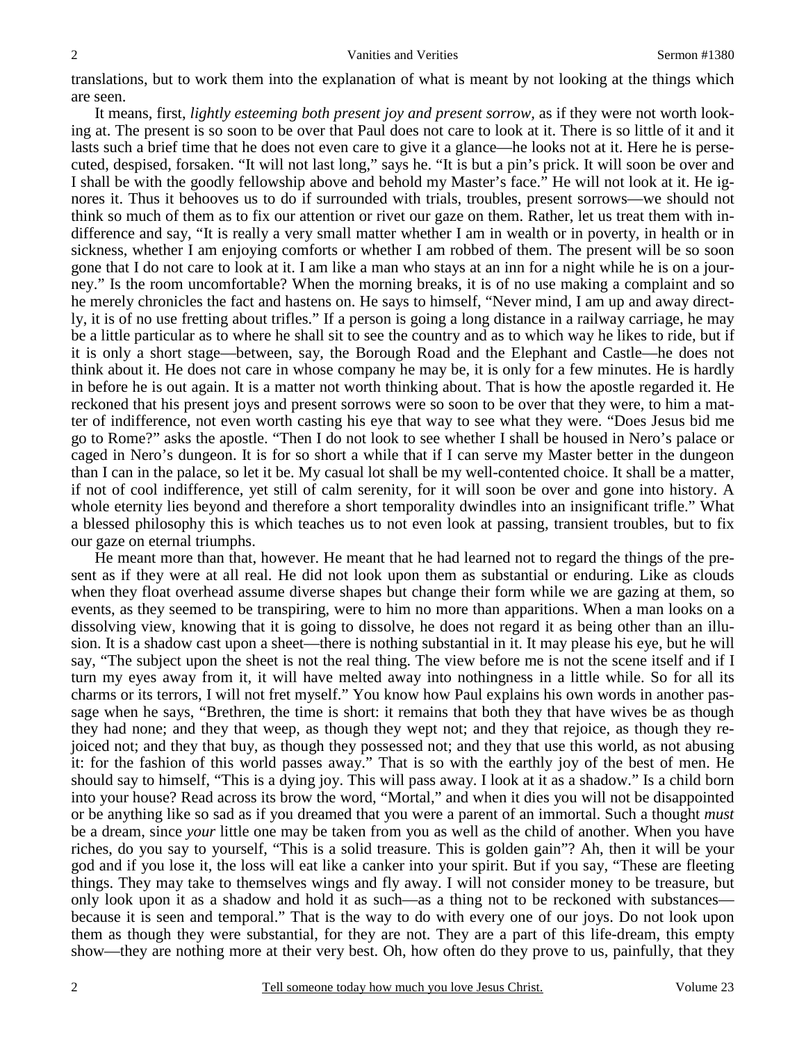translations, but to work them into the explanation of what is meant by not looking at the things which are seen.

It means, first, *lightly esteeming both present joy and present sorrow*, as if they were not worth looking at. The present is so soon to be over that Paul does not care to look at it. There is so little of it and it lasts such a brief time that he does not even care to give it a glance—he looks not at it. Here he is persecuted, despised, forsaken. "It will not last long," says he. "It is but a pin's prick. It will soon be over and I shall be with the goodly fellowship above and behold my Master's face." He will not look at it. He ignores it. Thus it behooves us to do if surrounded with trials, troubles, present sorrows—we should not think so much of them as to fix our attention or rivet our gaze on them. Rather, let us treat them with indifference and say, "It is really a very small matter whether I am in wealth or in poverty, in health or in sickness, whether I am enjoying comforts or whether I am robbed of them. The present will be so soon gone that I do not care to look at it. I am like a man who stays at an inn for a night while he is on a journey." Is the room uncomfortable? When the morning breaks, it is of no use making a complaint and so he merely chronicles the fact and hastens on. He says to himself, "Never mind, I am up and away directly, it is of no use fretting about trifles." If a person is going a long distance in a railway carriage, he may be a little particular as to where he shall sit to see the country and as to which way he likes to ride, but if it is only a short stage—between, say, the Borough Road and the Elephant and Castle—he does not think about it. He does not care in whose company he may be, it is only for a few minutes. He is hardly in before he is out again. It is a matter not worth thinking about. That is how the apostle regarded it. He reckoned that his present joys and present sorrows were so soon to be over that they were, to him a matter of indifference, not even worth casting his eye that way to see what they were. "Does Jesus bid me go to Rome?" asks the apostle. "Then I do not look to see whether I shall be housed in Nero's palace or caged in Nero's dungeon. It is for so short a while that if I can serve my Master better in the dungeon than I can in the palace, so let it be. My casual lot shall be my well-contented choice. It shall be a matter, if not of cool indifference, yet still of calm serenity, for it will soon be over and gone into history. A whole eternity lies beyond and therefore a short temporality dwindles into an insignificant trifle." What a blessed philosophy this is which teaches us to not even look at passing, transient troubles, but to fix our gaze on eternal triumphs.

He meant more than that, however. He meant that he had learned not to regard the things of the present as if they were at all real. He did not look upon them as substantial or enduring. Like as clouds when they float overhead assume diverse shapes but change their form while we are gazing at them, so events, as they seemed to be transpiring, were to him no more than apparitions. When a man looks on a dissolving view, knowing that it is going to dissolve, he does not regard it as being other than an illusion. It is a shadow cast upon a sheet—there is nothing substantial in it. It may please his eye, but he will say, "The subject upon the sheet is not the real thing. The view before me is not the scene itself and if I turn my eyes away from it, it will have melted away into nothingness in a little while. So for all its charms or its terrors, I will not fret myself." You know how Paul explains his own words in another passage when he says, "Brethren, the time is short: it remains that both they that have wives be as though they had none; and they that weep, as though they wept not; and they that rejoice, as though they rejoiced not; and they that buy, as though they possessed not; and they that use this world, as not abusing it: for the fashion of this world passes away." That is so with the earthly joy of the best of men. He should say to himself, "This is a dying joy. This will pass away. I look at it as a shadow." Is a child born into your house? Read across its brow the word, "Mortal," and when it dies you will not be disappointed or be anything like so sad as if you dreamed that you were a parent of an immortal. Such a thought *must* be a dream, since *your* little one may be taken from you as well as the child of another. When you have riches, do you say to yourself, "This is a solid treasure. This is golden gain"? Ah, then it will be your god and if you lose it, the loss will eat like a canker into your spirit. But if you say, "These are fleeting things. They may take to themselves wings and fly away. I will not consider money to be treasure, but only look upon it as a shadow and hold it as such—as a thing not to be reckoned with substances—because it is seen and temporal." That is the way to do with every one of our joys. Do not look upon them as though they were substantial, for they are not. They are a part of this life-dream, this empty show—they are nothing more at their very best. Oh, how often do they prove to us, painfully, that they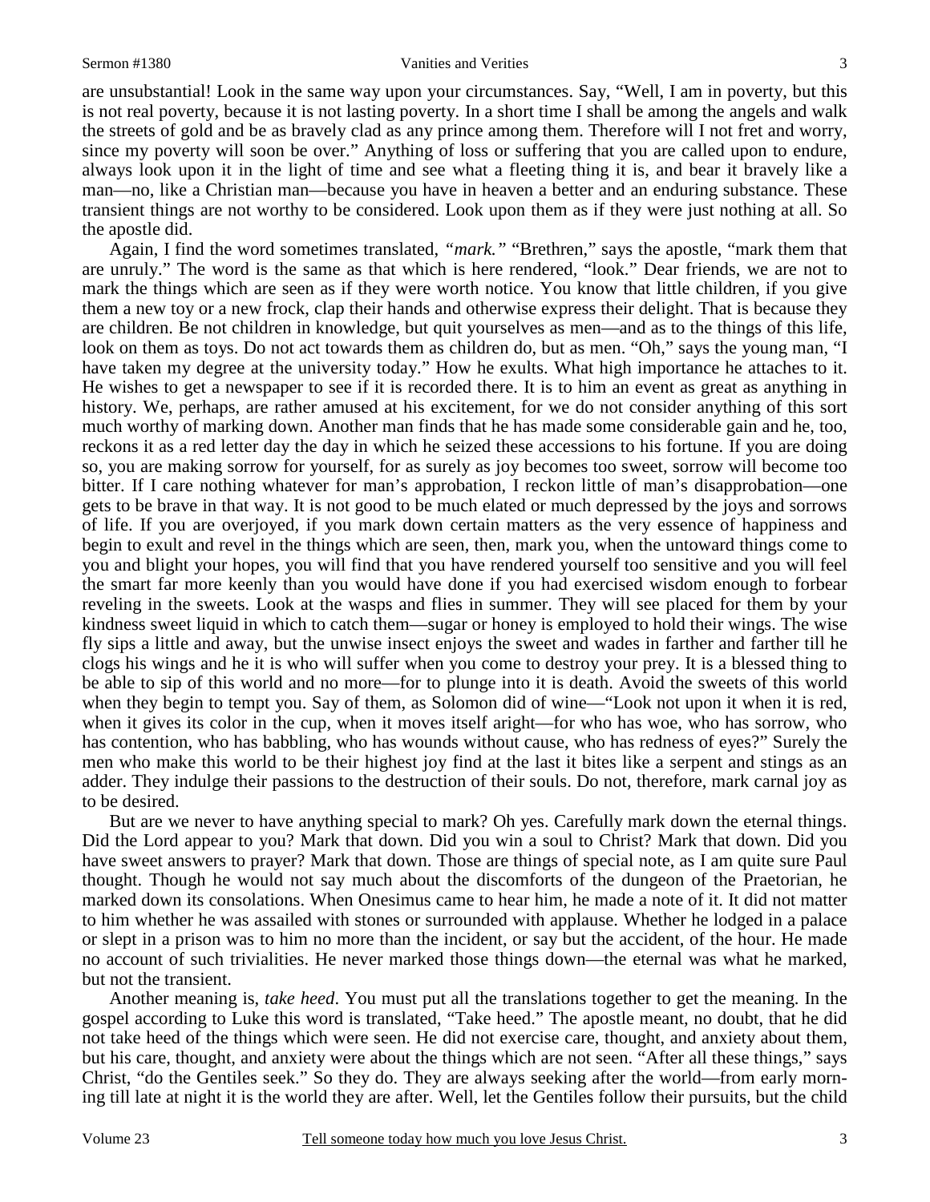are unsubstantial! Look in the same way upon your circumstances. Say, "Well, I am in poverty, but this is not real poverty, because it is not lasting poverty. In a short time I shall be among the angels and walk the streets of gold and be as bravely clad as any prince among them. Therefore will I not fret and worry, since my poverty will soon be over." Anything of loss or suffering that you are called upon to endure, always look upon it in the light of time and see what a fleeting thing it is, and bear it bravely like a man—no, like a Christian man—because you have in heaven a better and an enduring substance. These transient things are not worthy to be considered. Look upon them as if they were just nothing at all. So the apostle did.

Again, I find the word sometimes translated, *"mark."* "Brethren," says the apostle, "mark them that are unruly." The word is the same as that which is here rendered, "look." Dear friends, we are not to mark the things which are seen as if they were worth notice. You know that little children, if you give them a new toy or a new frock, clap their hands and otherwise express their delight. That is because they are children. Be not children in knowledge, but quit yourselves as men—and as to the things of this life, look on them as toys. Do not act towards them as children do, but as men. "Oh," says the young man, "I have taken my degree at the university today." How he exults. What high importance he attaches to it. He wishes to get a newspaper to see if it is recorded there. It is to him an event as great as anything in history. We, perhaps, are rather amused at his excitement, for we do not consider anything of this sort much worthy of marking down. Another man finds that he has made some considerable gain and he, too, reckons it as a red letter day the day in which he seized these accessions to his fortune. If you are doing so, you are making sorrow for yourself, for as surely as joy becomes too sweet, sorrow will become too bitter. If I care nothing whatever for man's approbation, I reckon little of man's disapprobation—one gets to be brave in that way. It is not good to be much elated or much depressed by the joys and sorrows of life. If you are overjoyed, if you mark down certain matters as the very essence of happiness and begin to exult and revel in the things which are seen, then, mark you, when the untoward things come to you and blight your hopes, you will find that you have rendered yourself too sensitive and you will feel the smart far more keenly than you would have done if you had exercised wisdom enough to forbear reveling in the sweets. Look at the wasps and flies in summer. They will see placed for them by your kindness sweet liquid in which to catch them—sugar or honey is employed to hold their wings. The wise fly sips a little and away, but the unwise insect enjoys the sweet and wades in farther and farther till he clogs his wings and he it is who will suffer when you come to destroy your prey. It is a blessed thing to be able to sip of this world and no more—for to plunge into it is death. Avoid the sweets of this world when they begin to tempt you. Say of them, as Solomon did of wine—"Look not upon it when it is red, when it gives its color in the cup, when it moves itself aright—for who has woe, who has sorrow, who has contention, who has babbling, who has wounds without cause, who has redness of eyes?" Surely the men who make this world to be their highest joy find at the last it bites like a serpent and stings as an adder. They indulge their passions to the destruction of their souls. Do not, therefore, mark carnal joy as to be desired.

But are we never to have anything special to mark? Oh yes. Carefully mark down the eternal things. Did the Lord appear to you? Mark that down. Did you win a soul to Christ? Mark that down. Did you have sweet answers to prayer? Mark that down. Those are things of special note, as I am quite sure Paul thought. Though he would not say much about the discomforts of the dungeon of the Praetorian, he marked down its consolations. When Onesimus came to hear him, he made a note of it. It did not matter to him whether he was assailed with stones or surrounded with applause. Whether he lodged in a palace or slept in a prison was to him no more than the incident, or say but the accident, of the hour. He made no account of such trivialities. He never marked those things down—the eternal was what he marked, but not the transient.

Another meaning is, *take heed*. You must put all the translations together to get the meaning. In the gospel according to Luke this word is translated, "Take heed." The apostle meant, no doubt, that he did not take heed of the things which were seen. He did not exercise care, thought, and anxiety about them, but his care, thought, and anxiety were about the things which are not seen. "After all these things," says Christ, "do the Gentiles seek." So they do. They are always seeking after the world—from early morning till late at night it is the world they are after. Well, let the Gentiles follow their pursuits, but the child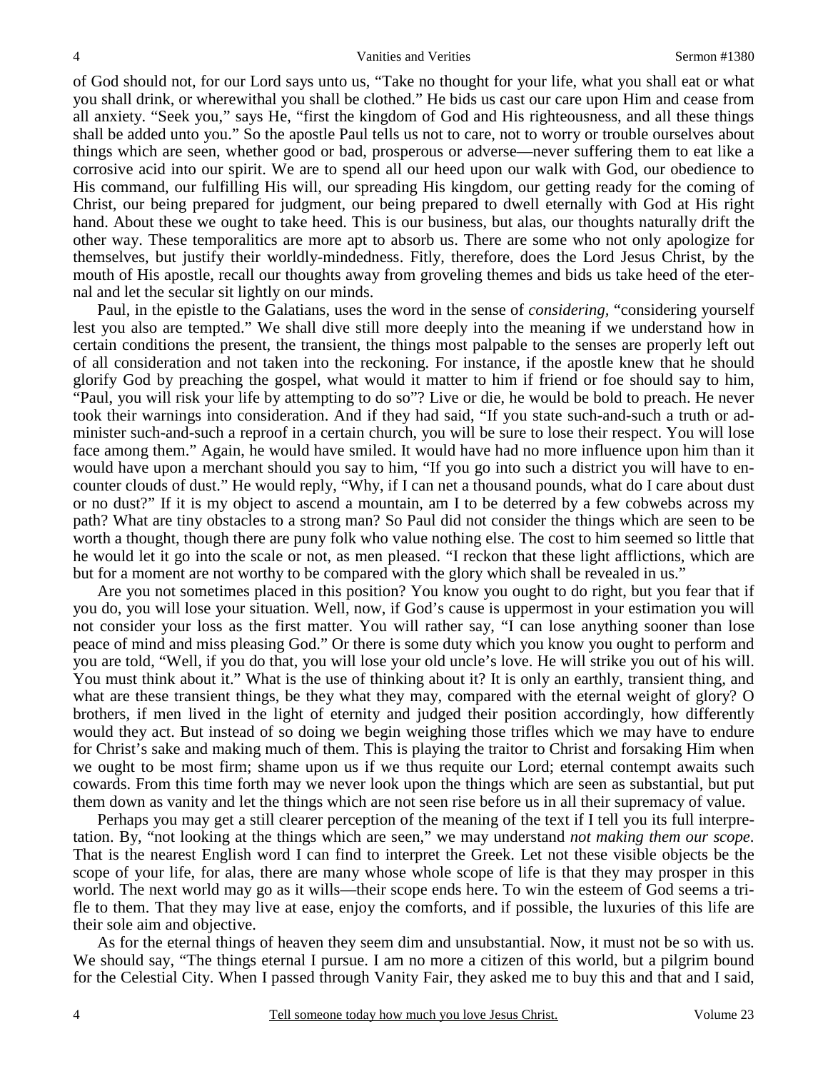of God should not, for our Lord says unto us, "Take no thought for your life, what you shall eat or what you shall drink, or wherewithal you shall be clothed." He bids us cast our care upon Him and cease from all anxiety. "Seek you," says He, "first the kingdom of God and His righteousness, and all these things shall be added unto you." So the apostle Paul tells us not to care, not to worry or trouble ourselves about things which are seen, whether good or bad, prosperous or adverse—never suffering them to eat like a corrosive acid into our spirit. We are to spend all our heed upon our walk with God, our obedience to His command, our fulfilling His will, our spreading His kingdom, our getting ready for the coming of Christ, our being prepared for judgment, our being prepared to dwell eternally with God at His right hand. About these we ought to take heed. This is our business, but alas, our thoughts naturally drift the other way. These temporalities are more apt to absorb us. There are some who not only apologize for themselves, but justify their worldly-mindedness. Fitly, therefore, does the Lord Jesus Christ, by the mouth of His apostle, recall our thoughts away from groveling themes and bids us take heed of the eternal and let the secular sit lightly on our minds.

Paul, in the epistle to the Galatians, uses the word in the sense of *considering*, "considering yourself lest you also are tempted." We shall dive still more deeply into the meaning if we understand how in certain conditions the present, the transient, the things most palpable to the senses are properly left out of all consideration and not taken into the reckoning. For instance, if the apostle knew that he should glorify God by preaching the gospel, what would it matter to him if friend or foe should say to him, "Paul, you will risk your life by attempting to do so"? Live or die, he would be bold to preach. He never took their warnings into consideration. And if they had said, "If you state such-and-such a truth or administer such-and-such a reproof in a certain church, you will be sure to lose their respect. You will lose face among them." Again, he would have smiled. It would have had no more influence upon him than it would have upon a merchant should you say to him, "If you go into such a district you will have to encounter clouds of dust." He would reply, "Why, if I can net a thousand pounds, what do I care about dust or no dust?" If it is my object to ascend a mountain, am I to be deterred by a few cobwebs across my path? What are tiny obstacles to a strong man? So Paul did not consider the things which are seen to be worth a thought, though there are puny folk who value nothing else. The cost to him seemed so little that he would let it go into the scale or not, as men pleased. "I reckon that these light afflictions, which are but for a moment are not worthy to be compared with the glory which shall be revealed in us."

Are you not sometimes placed in this position? You know you ought to do right, but you fear that if you do, you will lose your situation. Well, now, if God's cause is uppermost in your estimation you will not consider your loss as the first matter. You will rather say, "I can lose anything sooner than lose peace of mind and miss pleasing God." Or there is some duty which you know you ought to perform and you are told, "Well, if you do that, you will lose your old uncle's love. He will strike you out of his will. You must think about it." What is the use of thinking about it? It is only an earthly, transient thing, and what are these transient things, be they what they may, compared with the eternal weight of glory? O brothers, if men lived in the light of eternity and judged their position accordingly, how differently would they act. But instead of so doing we begin weighing those trifles which we may have to endure for Christ's sake and making much of them. This is playing the traitor to Christ and forsaking Him when we ought to be most firm; shame upon us if we thus requite our Lord; eternal contempt awaits such cowards. From this time forth may we never look upon the things which are seen as substantial, but put them down as vanity and let the things which are not seen rise before us in all their supremacy of value.

Perhaps you may get a still clearer perception of the meaning of the text if I tell you its full interpretation. By, "not looking at the things which are seen," we may understand *not making them our scope*. That is the nearest English word I can find to interpret the Greek. Let not these visible objects be the scope of your life, for alas, there are many whose whole scope of life is that they may prosper in this world. The next world may go as it wills—their scope ends here. To win the esteem of God seems a trifle to them. That they may live at ease, enjoy the comforts, and if possible, the luxuries of this life are their sole aim and objective.

As for the eternal things of heaven they seem dim and unsubstantial. Now, it must not be so with us. We should say, "The things eternal I pursue. I am no more a citizen of this world, but a pilgrim bound for the Celestial City. When I passed through Vanity Fair, they asked me to buy this and that and I said,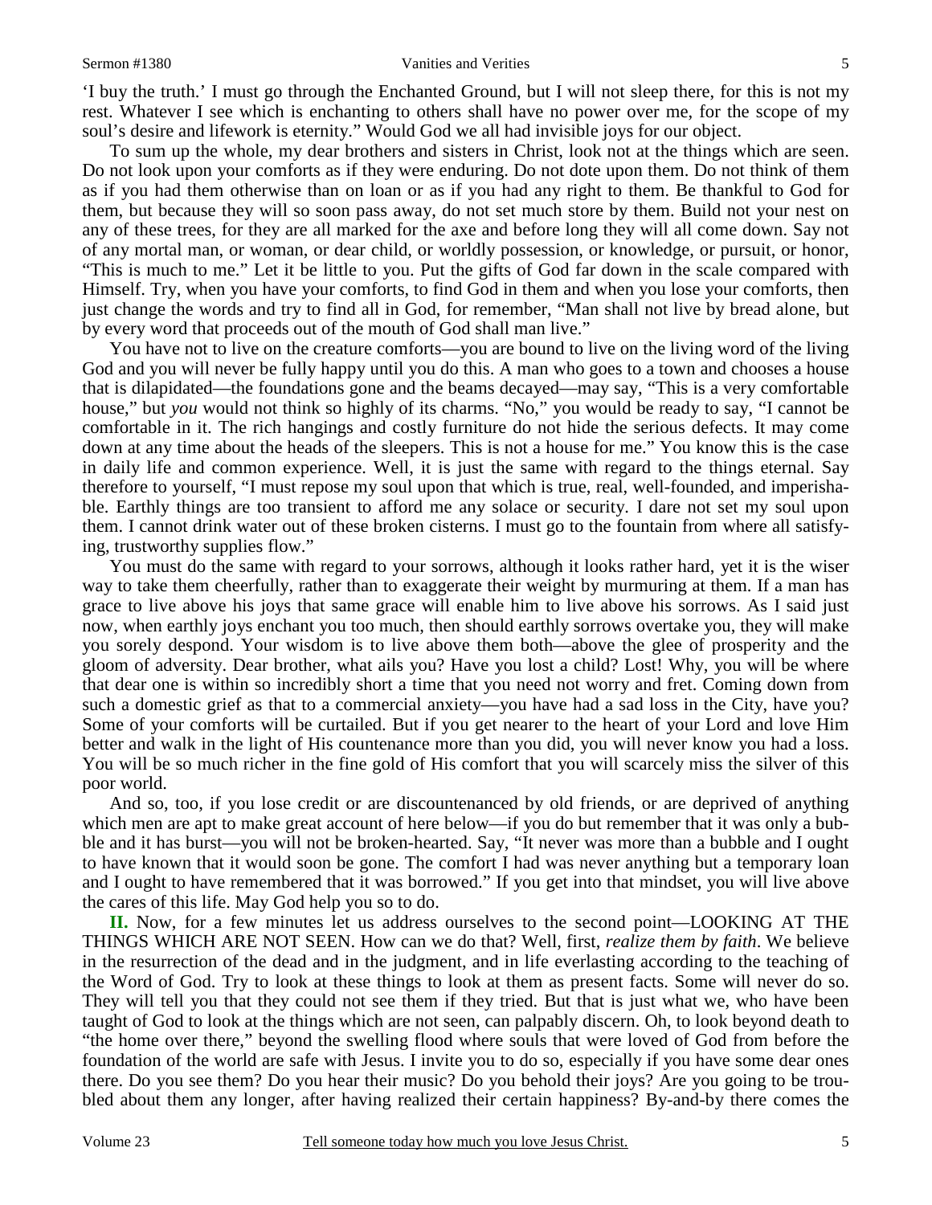'I buy the truth.' I must go through the Enchanted Ground, but I will not sleep there, for this is not my rest. Whatever I see which is enchanting to others shall have no power over me, for the scope of my soul's desire and lifework is eternity." Would God we all had invisible joys for our object.

To sum up the whole, my dear brothers and sisters in Christ, look not at the things which are seen. Do not look upon your comforts as if they were enduring. Do not dote upon them. Do not think of them as if you had them otherwise than on loan or as if you had any right to them. Be thankful to God for them, but because they will so soon pass away, do not set much store by them. Build not your nest on any of these trees, for they are all marked for the axe and before long they will all come down. Say not of any mortal man, or woman, or dear child, or worldly possession, or knowledge, or pursuit, or honor, "This is much to me." Let it be little to you. Put the gifts of God far down in the scale compared with Himself. Try, when you have your comforts, to find God in them and when you lose your comforts, then just change the words and try to find all in God, for remember, "Man shall not live by bread alone, but by every word that proceeds out of the mouth of God shall man live."

You have not to live on the creature comforts—you are bound to live on the living word of the living God and you will never be fully happy until you do this. A man who goes to a town and chooses a house that is dilapidated—the foundations gone and the beams decayed—may say, "This is a very comfortable house," but *you* would not think so highly of its charms. "No," you would be ready to say, "I cannot be comfortable in it. The rich hangings and costly furniture do not hide the serious defects. It may come down at any time about the heads of the sleepers. This is not a house for me." You know this is the case in daily life and common experience. Well, it is just the same with regard to the things eternal. Say therefore to yourself, "I must repose my soul upon that which is true, real, well-founded, and imperishable. Earthly things are too transient to afford me any solace or security. I dare not set my soul upon them. I cannot drink water out of these broken cisterns. I must go to the fountain from where all satisfying, trustworthy supplies flow."

You must do the same with regard to your sorrows, although it looks rather hard, yet it is the wiser way to take them cheerfully, rather than to exaggerate their weight by murmuring at them. If a man has grace to live above his joys that same grace will enable him to live above his sorrows. As I said just now, when earthly joys enchant you too much, then should earthly sorrows overtake you, they will make you sorely despond. Your wisdom is to live above them both—above the glee of prosperity and the gloom of adversity. Dear brother, what ails you? Have you lost a child? Lost! Why, you will be where that dear one is within so incredibly short a time that you need not worry and fret. Coming down from such a domestic grief as that to a commercial anxiety—you have had a sad loss in the City, have you? Some of your comforts will be curtailed. But if you get nearer to the heart of your Lord and love Him better and walk in the light of His countenance more than you did, you will never know you had a loss. You will be so much richer in the fine gold of His comfort that you will scarcely miss the silver of this poor world.

And so, too, if you lose credit or are discountenanced by old friends, or are deprived of anything which men are apt to make great account of here below—if you do but remember that it was only a bubble and it has burst—you will not be broken-hearted. Say, "It never was more than a bubble and I ought to have known that it would soon be gone. The comfort I had was never anything but a temporary loan and I ought to have remembered that it was borrowed." If you get into that mindset, you will live above the cares of this life. May God help you so to do.

**II.** Now, for a few minutes let us address ourselves to the second point—LOOKING AT THE THINGS WHICH ARE NOT SEEN. How can we do that? Well, first, *realize them by faith*. We believe in the resurrection of the dead and in the judgment, and in life everlasting according to the teaching of the Word of God. Try to look at these things to look at them as present facts. Some will never do so. They will tell you that they could not see them if they tried. But that is just what we, who have been taught of God to look at the things which are not seen, can palpably discern. Oh, to look beyond death to "the home over there," beyond the swelling flood where souls that were loved of God from before the foundation of the world are safe with Jesus. I invite you to do so, especially if you have some dear ones there. Do you see them? Do you hear their music? Do you behold their joys? Are you going to be troubled about them any longer, after having realized their certain happiness? By-and-by there comes the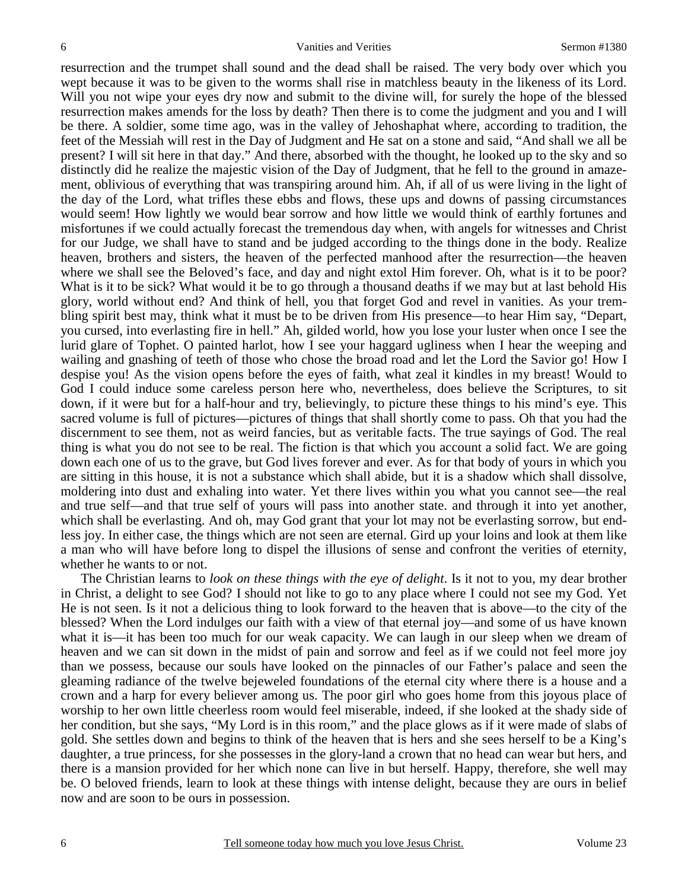resurrection and the trumpet shall sound and the dead shall be raised. The very body over which you wept because it was to be given to the worms shall rise in matchless beauty in the likeness of its Lord. Will you not wipe your eyes dry now and submit to the divine will, for surely the hope of the blessed resurrection makes amends for the loss by death? Then there is to come the judgment and you and I will be there. A soldier, some time ago, was in the valley of Jehoshaphat where, according to tradition, the feet of the Messiah will rest in the Day of Judgment and He sat on a stone and said, "And shall we all be present? I will sit here in that day." And there, absorbed with the thought, he looked up to the sky and so distinctly did he realize the majestic vision of the Day of Judgment, that he fell to the ground in amazement, oblivious of everything that was transpiring around him. Ah, if all of us were living in the light of the day of the Lord, what trifles these ebbs and flows, these ups and downs of passing circumstances would seem! How lightly we would bear sorrow and how little we would think of earthly fortunes and misfortunes if we could actually forecast the tremendous day when, with angels for witnesses and Christ for our Judge, we shall have to stand and be judged according to the things done in the body. Realize heaven, brothers and sisters, the heaven of the perfected manhood after the resurrection—the heaven where we shall see the Beloved's face, and day and night extol Him forever. Oh, what is it to be poor? What is it to be sick? What would it be to go through a thousand deaths if we may but at last behold His glory, world without end? And think of hell, you that forget God and revel in vanities. As your trembling spirit best may, think what it must be to be driven from His presence—to hear Him say, "Depart, you cursed, into everlasting fire in hell." Ah, gilded world, how you lose your luster when once I see the lurid glare of Tophet. O painted harlot, how I see your haggard ugliness when I hear the weeping and wailing and gnashing of teeth of those who chose the broad road and let the Lord the Savior go! How I despise you! As the vision opens before the eyes of faith, what zeal it kindles in my breast! Would to God I could induce some careless person here who, nevertheless, does believe the Scriptures, to sit down, if it were but for a half-hour and try, believingly, to picture these things to his mind's eye. This sacred volume is full of pictures—pictures of things that shall shortly come to pass. Oh that you had the discernment to see them, not as weird fancies, but as veritable facts. The true sayings of God. The real thing is what you do not see to be real. The fiction is that which you account a solid fact. We are going down each one of us to the grave, but God lives forever and ever. As for that body of yours in which you are sitting in this house, it is not a substance which shall abide, but it is a shadow which shall dissolve, moldering into dust and exhaling into water. Yet there lives within you what you cannot see—the real and true self—and that true self of yours will pass into another state. and through it into yet another, which shall be everlasting. And oh, may God grant that your lot may not be everlasting sorrow, but endless joy. In either case, the things which are not seen are eternal. Gird up your loins and look at them like a man who will have before long to dispel the illusions of sense and confront the verities of eternity, whether he wants to or not.

The Christian learns to *look on these things with the eye of delight*. Is it not to you, my dear brother in Christ, a delight to see God? I should not like to go to any place where I could not see my God. Yet He is not seen. Is it not a delicious thing to look forward to the heaven that is above—to the city of the blessed? When the Lord indulges our faith with a view of that eternal joy—and some of us have known what it is—it has been too much for our weak capacity. We can laugh in our sleep when we dream of heaven and we can sit down in the midst of pain and sorrow and feel as if we could not feel more joy than we possess, because our souls have looked on the pinnacles of our Father's palace and seen the gleaming radiance of the twelve bejeweled foundations of the eternal city where there is a house and a crown and a harp for every believer among us. The poor girl who goes home from this joyous place of worship to her own little cheerless room would feel miserable, indeed, if she looked at the shady side of her condition, but she says, "My Lord is in this room," and the place glows as if it were made of slabs of gold. She settles down and begins to think of the heaven that is hers and she sees herself to be a King's daughter, a true princess, for she possesses in the glory-land a crown that no head can wear but hers, and there is a mansion provided for her which none can live in but herself. Happy, therefore, she well may be. O beloved friends, learn to look at these things with intense delight, because they are ours in belief now and are soon to be ours in possession.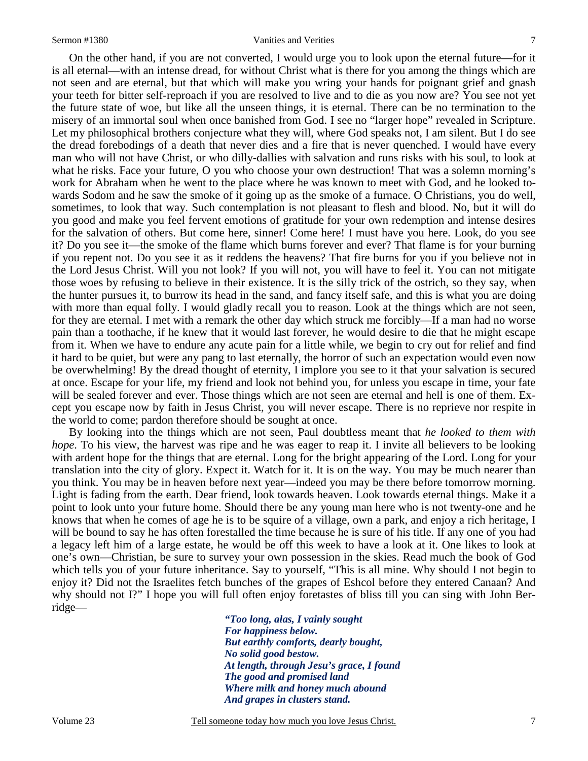On the other hand, if you are not converted, I would urge you to look upon the eternal future—for it is all eternal—with an intense dread, for without Christ what is there for you among the things which are not seen and are eternal, but that which will make you wring your hands for poignant grief and gnash your teeth for bitter self-reproach if you are resolved to live and to die as you now are? You see not yet the future state of woe, but like all the unseen things, it is eternal. There can be no termination to the misery of an immortal soul when once banished from God. I see no "larger hope" revealed in Scripture. Let my philosophical brothers conjecture what they will, where God speaks not, I am silent. But I do see the dread forebodings of a death that never dies and a fire that is never quenched. I would have every man who will not have Christ, or who dilly-dallies with salvation and runs risks with his soul, to look at what he risks. Face your future, O you who choose your own destruction! That was a solemn morning's work for Abraham when he went to the place where he was known to meet with God, and he looked towards Sodom and he saw the smoke of it going up as the smoke of a furnace. O Christians, you do well, sometimes, to look that way. Such contemplation is not pleasant to flesh and blood. No, but it will do you good and make you feel fervent emotions of gratitude for your own redemption and intense desires for the salvation of others. But come here, sinner! Come here! I must have you here. Look, do you see it? Do you see it—the smoke of the flame which burns forever and ever? That flame is for your burning if you repent not. Do you see it as it reddens the heavens? That fire burns for you if you believe not in the Lord Jesus Christ. Will you not look? If you will not, you will have to feel it. You can not mitigate those woes by refusing to believe in their existence. It is the silly trick of the ostrich, so they say, when the hunter pursues it, to burrow its head in the sand, and fancy itself safe, and this is what you are doing with more than equal folly. I would gladly recall you to reason. Look at the things which are not seen, for they are eternal. I met with a remark the other day which struck me forcibly—If a man had no worse pain than a toothache, if he knew that it would last forever, he would desire to die that he might escape from it. When we have to endure any acute pain for a little while, we begin to cry out for relief and find it hard to be quiet, but were any pang to last eternally, the horror of such an expectation would even now be overwhelming! By the dread thought of eternity, I implore you see to it that your salvation is secured at once. Escape for your life, my friend and look not behind you, for unless you escape in time, your fate will be sealed forever and ever. Those things which are not seen are eternal and hell is one of them. Except you escape now by faith in Jesus Christ, you will never escape. There is no reprieve nor respite in the world to come; pardon therefore should be sought at once.

By looking into the things which are not seen, Paul doubtless meant that *he looked to them with hope*. To his view, the harvest was ripe and he was eager to reap it. I invite all believers to be looking with ardent hope for the things that are eternal. Long for the bright appearing of the Lord. Long for your translation into the city of glory. Expect it. Watch for it. It is on the way. You may be much nearer than you think. You may be in heaven before next year—indeed you may be there before tomorrow morning. Light is fading from the earth. Dear friend, look towards heaven. Look towards eternal things. Make it a point to look unto your future home. Should there be any young man here who is not twenty-one and he knows that when he comes of age he is to be squire of a village, own a park, and enjoy a rich heritage, I will be bound to say he has often forestalled the time because he is sure of his title. If any one of you had a legacy left him of a large estate, he would be off this week to have a look at it. One likes to look at one's own—Christian, be sure to survey your own possession in the skies. Read much the book of God which tells you of your future inheritance. Say to yourself, "This is all mine. Why should I not begin to enjoy it? Did not the Israelites fetch bunches of the grapes of Eshcol before they entered Canaan? And why should not I?" I hope you will full often enjoy foretastes of bliss till you can sing with John Berridge—

> ***"Too long, alas, I vainly sought***
> ***For happiness below.***
> ***But earthly comforts, dearly bought,***
> ***No solid good bestow.***
> ***At length, through Jesu's grace, I found***
> ***The good and promised land***
> ***Where milk and honey much abound***
> ***And grapes in clusters stand.***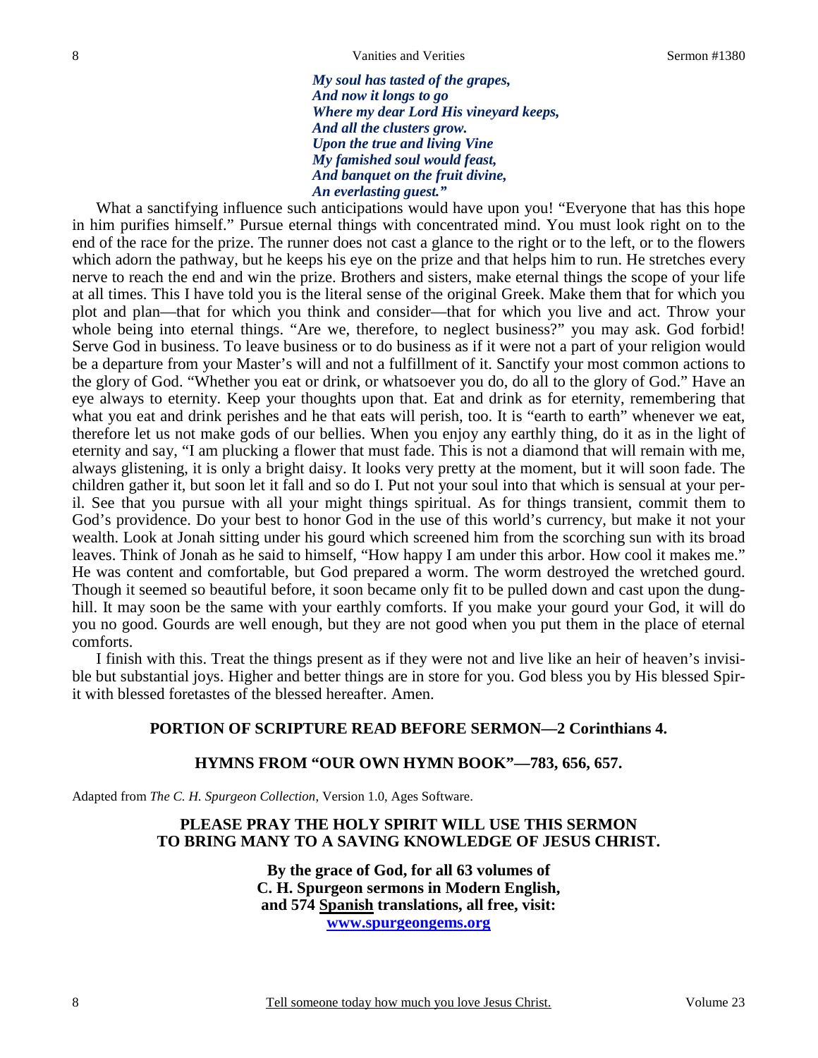*My soul has tasted of the grapes,*
*And now it longs to go*
*Where my dear Lord His vineyard keeps,*
*And all the clusters grow.*
*Upon the true and living Vine*
*My famished soul would feast,*
*And banquet on the fruit divine,*
*An everlasting guest."*

What a sanctifying influence such anticipations would have upon you! "Everyone that has this hope in him purifies himself." Pursue eternal things with concentrated mind. You must look right on to the end of the race for the prize. The runner does not cast a glance to the right or to the left, or to the flowers which adorn the pathway, but he keeps his eye on the prize and that helps him to run. He stretches every nerve to reach the end and win the prize. Brothers and sisters, make eternal things the scope of your life at all times. This I have told you is the literal sense of the original Greek. Make them that for which you plot and plan—that for which you think and consider—that for which you live and act. Throw your whole being into eternal things. "Are we, therefore, to neglect business?" you may ask. God forbid! Serve God in business. To leave business or to do business as if it were not a part of your religion would be a departure from your Master's will and not a fulfillment of it. Sanctify your most common actions to the glory of God. "Whether you eat or drink, or whatsoever you do, do all to the glory of God." Have an eye always to eternity. Keep your thoughts upon that. Eat and drink as for eternity, remembering that what you eat and drink perishes and he that eats will perish, too. It is "earth to earth" whenever we eat, therefore let us not make gods of our bellies. When you enjoy any earthly thing, do it as in the light of eternity and say, "I am plucking a flower that must fade. This is not a diamond that will remain with me, always glistening, it is only a bright daisy. It looks very pretty at the moment, but it will soon fade. The children gather it, but soon let it fall and so do I. Put not your soul into that which is sensual at your peril. See that you pursue with all your might things spiritual. As for things transient, commit them to God's providence. Do your best to honor God in the use of this world's currency, but make it not your wealth. Look at Jonah sitting under his gourd which screened him from the scorching sun with its broad leaves. Think of Jonah as he said to himself, "How happy I am under this arbor. How cool it makes me." He was content and comfortable, but God prepared a worm. The worm destroyed the wretched gourd. Though it seemed so beautiful before, it soon became only fit to be pulled down and cast upon the dunghill. It may soon be the same with your earthly comforts. If you make your gourd your God, it will do you no good. Gourds are well enough, but they are not good when you put them in the place of eternal comforts.

I finish with this. Treat the things present as if they were not and live like an heir of heaven's invisible but substantial joys. Higher and better things are in store for you. God bless you by His blessed Spirit with blessed foretastes of the blessed hereafter. Amen.

**PORTION OF SCRIPTURE READ BEFORE SERMON—2 Corinthians 4.**

**HYMNS FROM "OUR OWN HYMN BOOK"—783, 656, 657.**

Adapted from *The C. H. Spurgeon Collection*, Version 1.0, Ages Software.

**PLEASE PRAY THE HOLY SPIRIT WILL USE THIS SERMON TO BRING MANY TO A SAVING KNOWLEDGE OF JESUS CHRIST.**

**By the grace of God, for all 63 volumes of C. H. Spurgeon sermons in Modern English, and 574 Spanish translations, all free, visit: www.spurgeongems.org**

Tell someone today how much you love Jesus Christ.